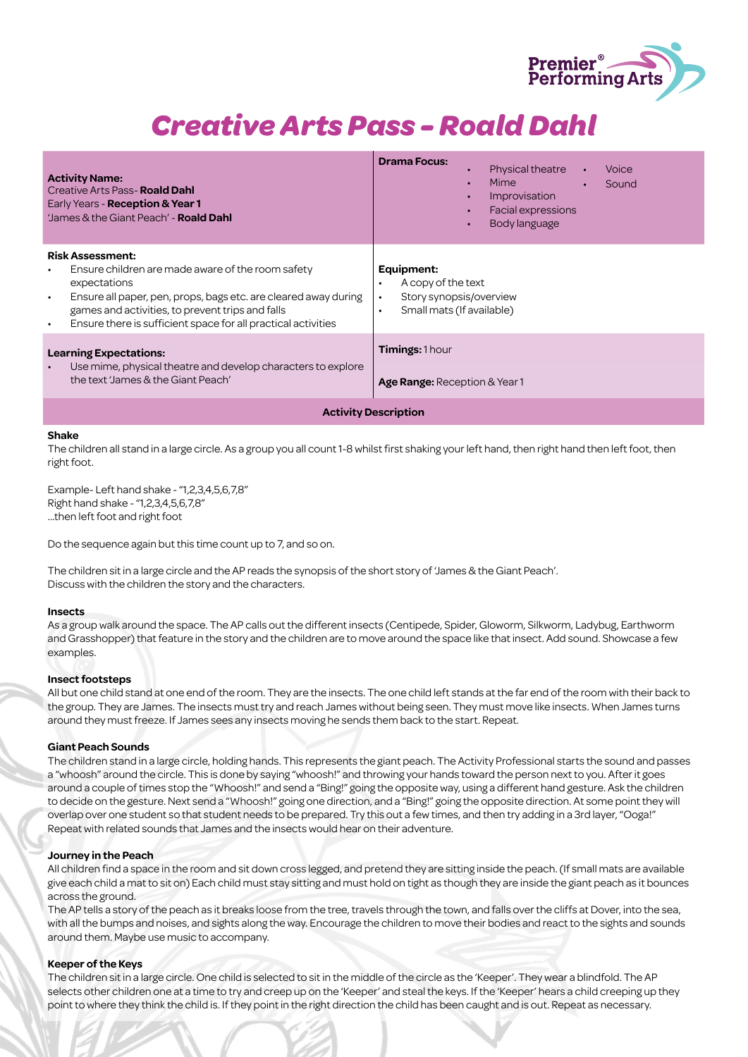# *Creative Arts Pass - Roald Dahl*

| **Activity Name:**<br>Creative Arts Pass- **Roald Dahl**<br>Early Years - **Reception & Year 1**<br>'James & the Giant Peach' - **Roald Dahl** | **Drama Focus:**<br>• Physical theatre<br>• Mime<br>• Improvisation<br>• Facial expressions<br>• Body language<br>• Voice<br>• Sound |
|---|---|
| **Risk Assessment:**<br>• Ensure children are made aware of the room safety expectations<br>• Ensure all paper, pen, props, bags etc. are cleared away during games and activities, to prevent trips and falls<br>• Ensure there is sufficient space for all practical activities | **Equipment:**<br>• A copy of the text<br>• Story synopsis/overview<br>• Small mats (If available) |
| **Learning Expectations:**<br>• Use mime, physical theatre and develop characters to explore the text 'James & the Giant Peach' | **Timings:** 1 hour<br><br>**Age Range:** Reception & Year 1 |

**Activity Description**

**Shake**

The children all stand in a large circle. As a group you all count 1-8 whilst first shaking your left hand, then right hand then left foot, then right foot.

Example- Left hand shake - "1,2,3,4,5,6,7,8"
Right hand shake - "1,2,3,4,5,6,7,8"
...then left foot and right foot

Do the sequence again but this time count up to 7, and so on.

The children sit in a large circle and the AP reads the synopsis of the short story of 'James & the Giant Peach'.
Discuss with the children the story and the characters.

**Insects**

As a group walk around the space. The AP calls out the different insects (Centipede, Spider, Gloworm, Silkworm, Ladybug, Earthworm and Grasshopper) that feature in the story and the children are to move around the space like that insect. Add sound. Showcase a few examples.

**Insect footsteps**

All but one child stand at one end of the room. They are the insects. The one child left stands at the far end of the room with their back to the group. They are James. The insects must try and reach James without being seen. They must move like insects. When James turns around they must freeze. If James sees any insects moving he sends them back to the start. Repeat.

**Giant Peach Sounds**

The children stand in a large circle, holding hands. This represents the giant peach. The Activity Professional starts the sound and passes a "whoosh" around the circle. This is done by saying "whoosh!" and throwing your hands toward the person next to you. After it goes around a couple of times stop the "Whoosh!" and send a "Bing!" going the opposite way, using a different hand gesture. Ask the children to decide on the gesture. Next send a "Whoosh!" going one direction, and a "Bing!" going the opposite direction. At some point they will overlap over one student so that student needs to be prepared. Try this out a few times, and then try adding in a 3rd layer, "Ooga!" Repeat with related sounds that James and the insects would hear on their adventure.

**Journey in the Peach**

All children find a space in the room and sit down cross legged, and pretend they are sitting inside the peach. (If small mats are available give each child a mat to sit on) Each child must stay sitting and must hold on tight as though they are inside the giant peach as it bounces across the ground.
The AP tells a story of the peach as it breaks loose from the tree, travels through the town, and falls over the cliffs at Dover, into the sea, with all the bumps and noises, and sights along the way. Encourage the children to move their bodies and react to the sights and sounds around them. Maybe use music to accompany.

**Keeper of the Keys**

The children sit in a large circle. One child is selected to sit in the middle of the circle as the 'Keeper'. They wear a blindfold. The AP selects other children one at a time to try and creep up on the 'Keeper' and steal the keys. If the 'Keeper' hears a child creeping up they point to where they think the child is. If they point in the right direction the child has been caught and is out. Repeat as necessary.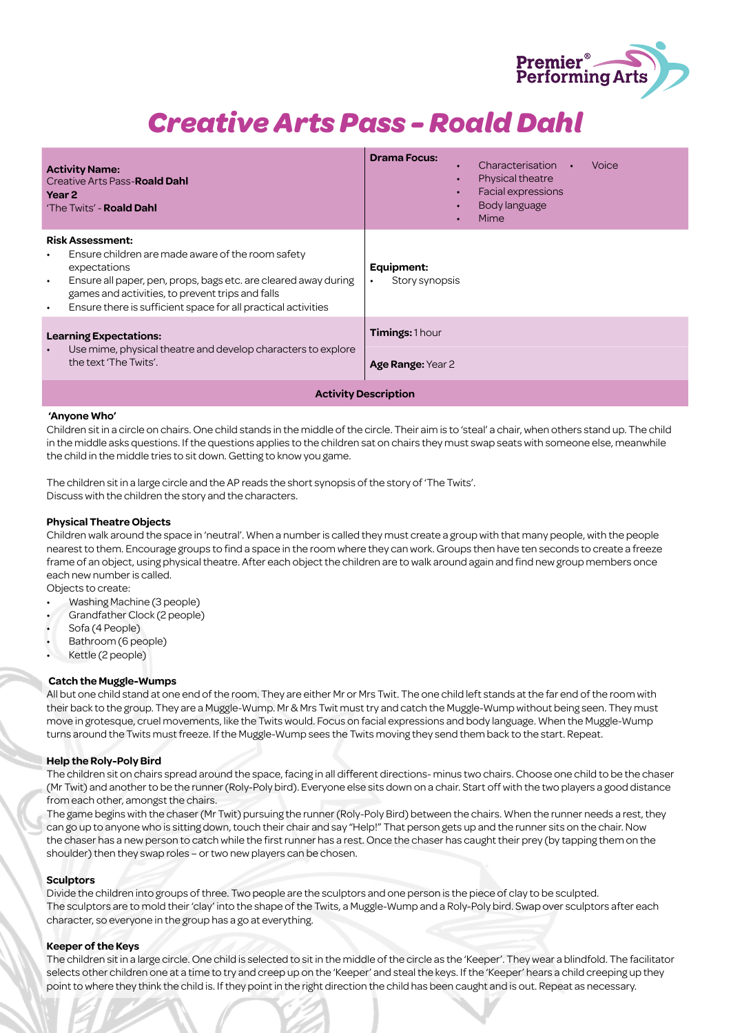# Creative Arts Pass - Roald Dahl

| **Activity Name:** Creative Arts Pass-**Roald Dahl** **Year 2** 'The Twits' - **Roald Dahl** | **Drama Focus:** • Characterisation • Voice • Physical theatre • Facial expressions • Body language • Mime |
|---|---|
| **Risk Assessment:** • Ensure children are made aware of the room safety expectations • Ensure all paper, pen, props, bags etc. are cleared away during games and activities, to prevent trips and falls • Ensure there is sufficient space for all practical activities | **Equipment:** • Story synopsis |
| **Learning Expectations:** • Use mime, physical theatre and develop characters to explore the text 'The Twits'. | **Timings:** 1 hour **Age Range:** Year 2 |

**Activity Description**

**'Anyone Who'**

Children sit in a circle on chairs. One child stands in the middle of the circle. Their aim is to 'steal' a chair, when others stand up. The child in the middle asks questions. If the questions applies to the children sat on chairs they must swap seats with someone else, meanwhile the child in the middle tries to sit down. Getting to know you game.

The children sit in a large circle and the AP reads the short synopsis of the story of 'The Twits'.
Discuss with the children the story and the characters.

**Physical Theatre Objects**

Children walk around the space in 'neutral'. When a number is called they must create a group with that many people, with the people nearest to them. Encourage groups to find a space in the room where they can work. Groups then have ten seconds to create a freeze frame of an object, using physical theatre. After each object the children are to walk around again and find new group members once each new number is called.

Objects to create:

- Washing Machine (3 people)
- Grandfather Clock (2 people)
- Sofa (4 People)
- Bathroom (6 people)
- Kettle (2 people)

**Catch the Muggle-Wumps**

All but one child stand at one end of the room. They are either Mr or Mrs Twit. The one child left stands at the far end of the room with their back to the group. They are a Muggle-Wump. Mr & Mrs Twit must try and catch the Muggle-Wump without being seen. They must move in grotesque, cruel movements, like the Twits would. Focus on facial expressions and body language. When the Muggle-Wump turns around the Twits must freeze. If the Muggle-Wump sees the Twits moving they send them back to the start. Repeat.

**Help the Roly-Poly Bird**

The children sit on chairs spread around the space, facing in all different directions- minus two chairs. Choose one child to be the chaser (Mr Twit) and another to be the runner (Roly-Poly bird). Everyone else sits down on a chair. Start off with the two players a good distance from each other, amongst the chairs.

The game begins with the chaser (Mr Twit) pursuing the runner (Roly-Poly Bird) between the chairs. When the runner needs a rest, they can go up to anyone who is sitting down, touch their chair and say "Help!" That person gets up and the runner sits on the chair. Now the chaser has a new person to catch while the first runner has a rest. Once the chaser has caught their prey (by tapping them on the shoulder) then they swap roles – or two new players can be chosen.

**Sculptors**

Divide the children into groups of three. Two people are the sculptors and one person is the piece of clay to be sculpted.
The sculptors are to mold their 'clay' into the shape of the Twits, a Muggle-Wump and a Roly-Poly bird. Swap over sculptors after each character, so everyone in the group has a go at everything.

**Keeper of the Keys**

The children sit in a large circle. One child is selected to sit in the middle of the circle as the 'Keeper'. They wear a blindfold. The facilitator selects other children one at a time to try and creep up on the 'Keeper' and steal the keys. If the 'Keeper' hears a child creeping up they point to where they think the child is. If they point in the right direction the child has been caught and is out. Repeat as necessary.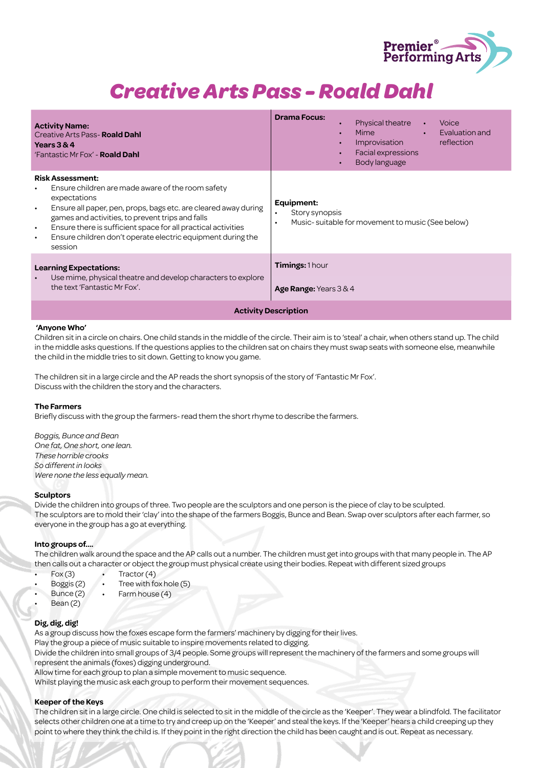# *Creative Arts Pass - Roald Dahl*

| **Activity Name:** Creative Arts Pass- **Roald Dahl** **Years 3 & 4** 'Fantastic Mr Fox' - **Roald Dahl** | **Drama Focus:** • Physical theatre • Mime • Improvisation • Facial expressions • Body language • Voice • Evaluation and reflection |
|---|---|
| **Risk Assessment:** • Ensure children are made aware of the room safety expectations • Ensure all paper, pen, props, bags etc. are cleared away during games and activities, to prevent trips and falls • Ensure there is sufficient space for all practical activities • Ensure children don't operate electric equipment during the session | **Equipment:** • Story synopsis • Music- suitable for movement to music (See below) |
| **Learning Expectations:** • Use mime, physical theatre and develop characters to explore the text 'Fantastic Mr Fox'. | **Timings:** 1 hour **Age Range:** Years 3 & 4 |

**Activity Description**

**'Anyone Who'**

Children sit in a circle on chairs. One child stands in the middle of the circle. Their aim is to 'steal' a chair, when others stand up. The child in the middle asks questions. If the questions applies to the children sat on chairs they must swap seats with someone else, meanwhile the child in the middle tries to sit down. Getting to know you game.

The children sit in a large circle and the AP reads the short synopsis of the story of 'Fantastic Mr Fox'.
Discuss with the children the story and the characters.

**The Farmers**

Briefly discuss with the group the farmers- read them the short rhyme to describe the farmers.

*Boggis, Bunce and Bean*
*One fat, One short, one lean.*
*These horrible crooks*
*So different in looks*
*Were none the less equally mean.*

**Sculptors**

Divide the children into groups of three. Two people are the sculptors and one person is the piece of clay to be sculpted.
The sculptors are to mold their 'clay' into the shape of the farmers Boggis, Bunce and Bean. Swap over sculptors after each farmer, so everyone in the group has a go at everything.

**Into groups of....**

The children walk around the space and the AP calls out a number. The children must get into groups with that many people in. The AP then calls out a character or object the group must physical create using their bodies. Repeat with different sized groups

- Fox (3)
- Boggis (2)
- Bunce (2)
- Bean (2)
- Tractor (4)
- Tree with fox hole (5)
- Farm house (4)

**Dig, dig, dig!**

As a group discuss how the foxes escape form the farmers' machinery by digging for their lives.
Play the group a piece of music suitable to inspire movements related to digging.
Divide the children into small groups of 3/4 people. Some groups will represent the machinery of the farmers and some groups will represent the animals (foxes) digging underground.
Allow time for each group to plan a simple movement to music sequence.
Whilst playing the music ask each group to perform their movement sequences.

**Keeper of the Keys**

The children sit in a large circle. One child is selected to sit in the middle of the circle as the 'Keeper'. They wear a blindfold. The facilitator selects other children one at a time to try and creep up on the 'Keeper' and steal the keys. If the 'Keeper' hears a child creeping up they point to where they think the child is. If they point in the right direction the child has been caught and is out. Repeat as necessary.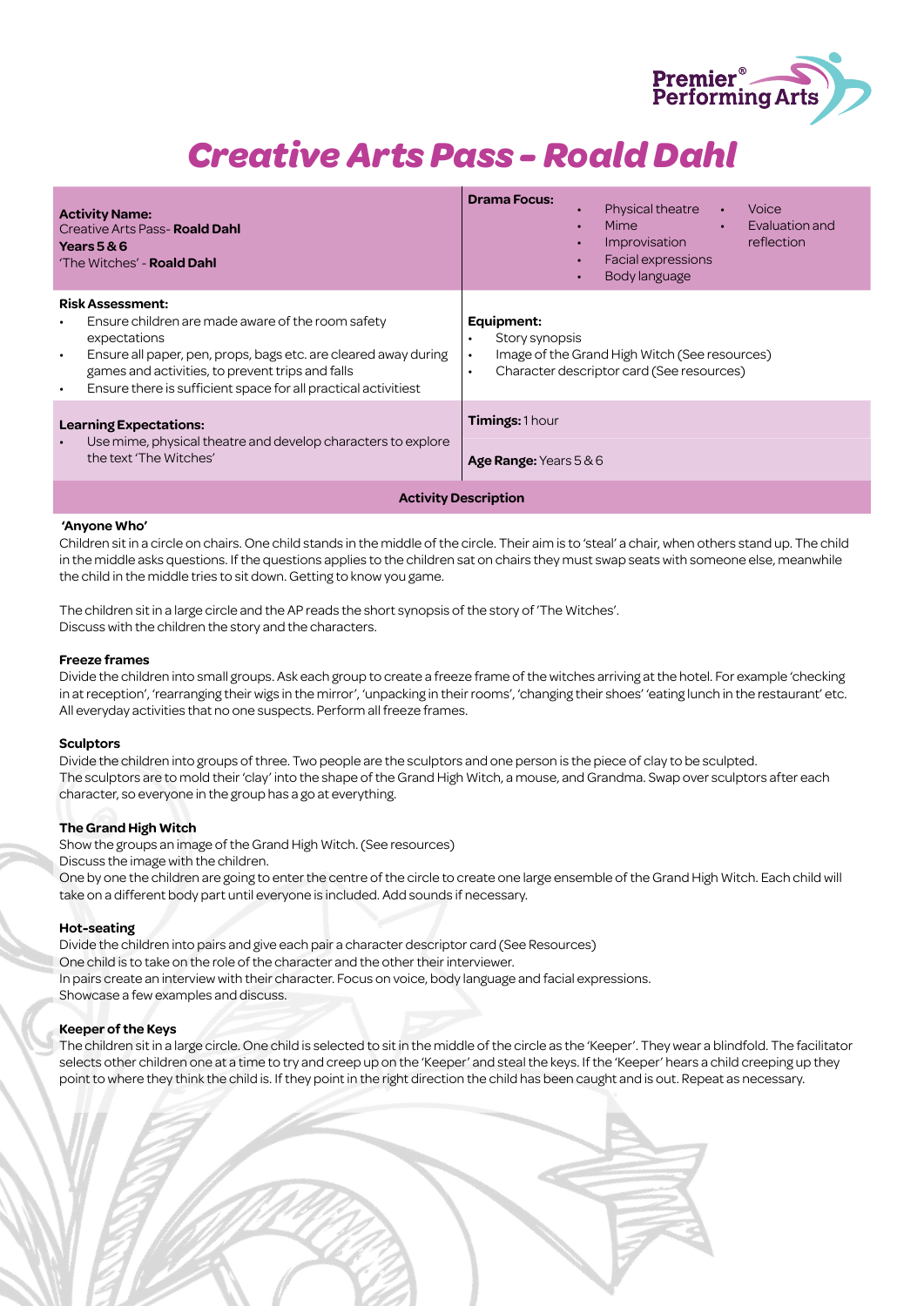# Creative Arts Pass - Roald Dahl

| **Activity Name:** Creative Arts Pass- **Roald Dahl** **Years 5 & 6** 'The Witches' - **Roald Dahl** | **Drama Focus:** • Physical theatre • Mime • Improvisation • Facial expressions • Body language • Voice • Evaluation and reflection |
|---|---|
| **Risk Assessment:** • Ensure children are made aware of the room safety expectations • Ensure all paper, pen, props, bags etc. are cleared away during games and activities, to prevent trips and falls • Ensure there is sufficient space for all practical activitiest | **Equipment:** • Story synopsis • Image of the Grand High Witch (See resources) • Character descriptor card (See resources) |
| **Learning Expectations:** • Use mime, physical theatre and develop characters to explore the text 'The Witches' | **Timings:** 1 hour **Age Range:** Years 5 & 6 |

**Activity Description**

**'Anyone Who'**

Children sit in a circle on chairs. One child stands in the middle of the circle. Their aim is to 'steal' a chair, when others stand up. The child in the middle asks questions. If the questions applies to the children sat on chairs they must swap seats with someone else, meanwhile the child in the middle tries to sit down. Getting to know you game.

The children sit in a large circle and the AP reads the short synopsis of the story of 'The Witches'.
Discuss with the children the story and the characters.

**Freeze frames**

Divide the children into small groups. Ask each group to create a freeze frame of the witches arriving at the hotel. For example 'checking in at reception', 'rearranging their wigs in the mirror', 'unpacking in their rooms', 'changing their shoes' 'eating lunch in the restaurant' etc. All everyday activities that no one suspects. Perform all freeze frames.

**Sculptors**

Divide the children into groups of three. Two people are the sculptors and one person is the piece of clay to be sculpted.
The sculptors are to mold their 'clay' into the shape of the Grand High Witch, a mouse, and Grandma. Swap over sculptors after each character, so everyone in the group has a go at everything.

**The Grand High Witch**

Show the groups an image of the Grand High Witch. (See resources)
Discuss the image with the children.
One by one the children are going to enter the centre of the circle to create one large ensemble of the Grand High Witch. Each child will take on a different body part until everyone is included. Add sounds if necessary.

**Hot-seating**

Divide the children into pairs and give each pair a character descriptor card (See Resources)
One child is to take on the role of the character and the other their interviewer.
In pairs create an interview with their character. Focus on voice, body language and facial expressions.
Showcase a few examples and discuss.

**Keeper of the Keys**

The children sit in a large circle. One child is selected to sit in the middle of the circle as the 'Keeper'. They wear a blindfold. The facilitator selects other children one at a time to try and creep up on the 'Keeper' and steal the keys. If the 'Keeper' hears a child creeping up they point to where they think the child is. If they point in the right direction the child has been caught and is out. Repeat as necessary.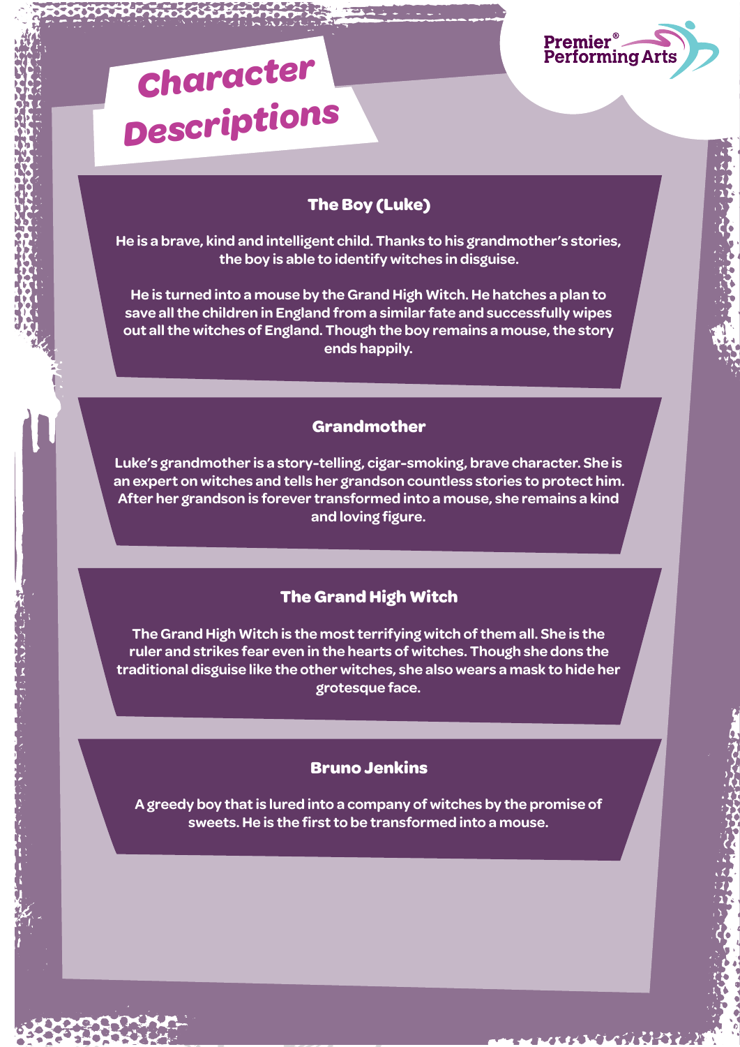# Character Descriptions

Premier® Performing Arts

## The Boy (Luke)

He is a brave, kind and intelligent child. Thanks to his grandmother's stories, the boy is able to identify witches in disguise.

He is turned into a mouse by the Grand High Witch. He hatches a plan to save all the children in England from a similar fate and successfully wipes out all the witches of England. Though the boy remains a mouse, the story ends happily.

## Grandmother

Luke's grandmother is a story-telling, cigar-smoking, brave character. She is an expert on witches and tells her grandson countless stories to protect him. After her grandson is forever transformed into a mouse, she remains a kind and loving figure.

## The Grand High Witch

The Grand High Witch is the most terrifying witch of them all. She is the ruler and strikes fear even in the hearts of witches. Though she dons the traditional disguise like the other witches, she also wears a mask to hide her grotesque face.

## Bruno Jenkins

A greedy boy that is lured into a company of witches by the promise of sweets. He is the first to be transformed into a mouse.